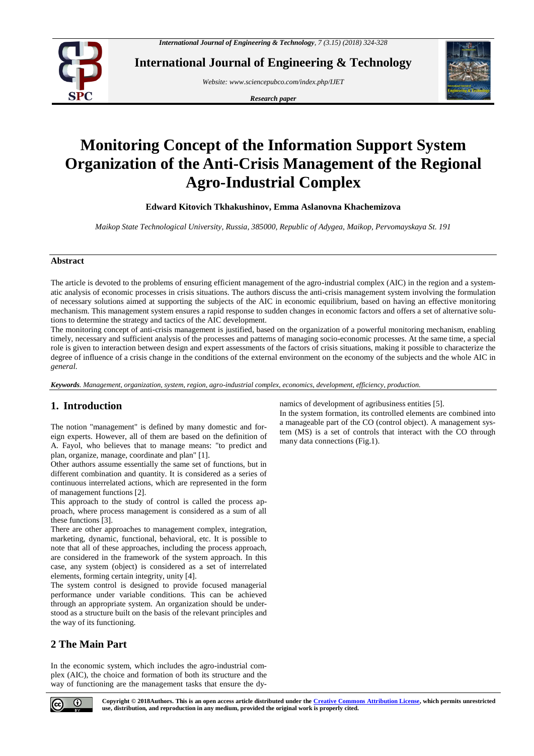# Monitoring Concept of the Information Support System Organization of the Anti-Crisis Management of the Regional Agro-Industrial Complex

**Edward Kitovich Tkhakushinov, Emma Aslanovna Khachemizova**

*Maikop State Technological University, Russia, 385000, Republic of Adygea, Maikop, Pervomayskaya St. 191*

## Abstract

The article is devoted to the problems of ensuring efficient management of the agro-industrial complex (AIC) in the region and a systematic analysis of economic processes in crisis situations. The authors discuss the anti-crisis management system involving the formulation of necessary solutions aimed at supporting the subjects of the AIC in economic equilibrium, based on having an effective monitoring mechanism. This management system ensures a rapid response to sudden changes in economic factors and offers a set of alternative solutions to determine the strategy and tactics of the AIC development.

The monitoring concept of anti-crisis management is justified, based on the organization of a powerful monitoring mechanism, enabling timely, necessary and sufficient analysis of the processes and patterns of managing socio-economic processes. At the same time, a special role is given to interaction between design and expert assessments of the factors of crisis situations, making it possible to characterize the degree of influence of a crisis change in the conditions of the external environment on the economy of the subjects and the whole AIC in *general.*

***Keywords****. Management, organization, system, region, agro-industrial complex, economics, development, efficiency, production.*

## 1. Introduction

The notion "management" is defined by many domestic and foreign experts. However, all of them are based on the definition of A. Fayol, who believes that to manage means: "to predict and plan, organize, manage, coordinate and plan" [1].

Other authors assume essentially the same set of functions, but in different combination and quantity. It is considered as a series of continuous interrelated actions, which are represented in the form of management functions [2].

This approach to the study of control is called the process approach, where process management is considered as a sum of all these functions [3].

There are other approaches to management complex, integration, marketing, dynamic, functional, behavioral, etc. It is possible to note that all of these approaches, including the process approach, are considered in the framework of the system approach. In this case, any system (object) is considered as a set of interrelated elements, forming certain integrity, unity [4].

The system control is designed to provide focused managerial performance under variable conditions. This can be achieved through an appropriate system. An organization should be understood as a structure built on the basis of the relevant principles and the way of its functioning.

## 2 The Main Part

In the economic system, which includes the agro-industrial complex (AIC), the choice and formation of both its structure and the way of functioning are the management tasks that ensure the dynamics of development of agribusiness entities [5].

In the system formation, its controlled elements are combined into a manageable part of the CO (control object). A management system (MS) is a set of controls that interact with the CO through many data connections (Fig.1).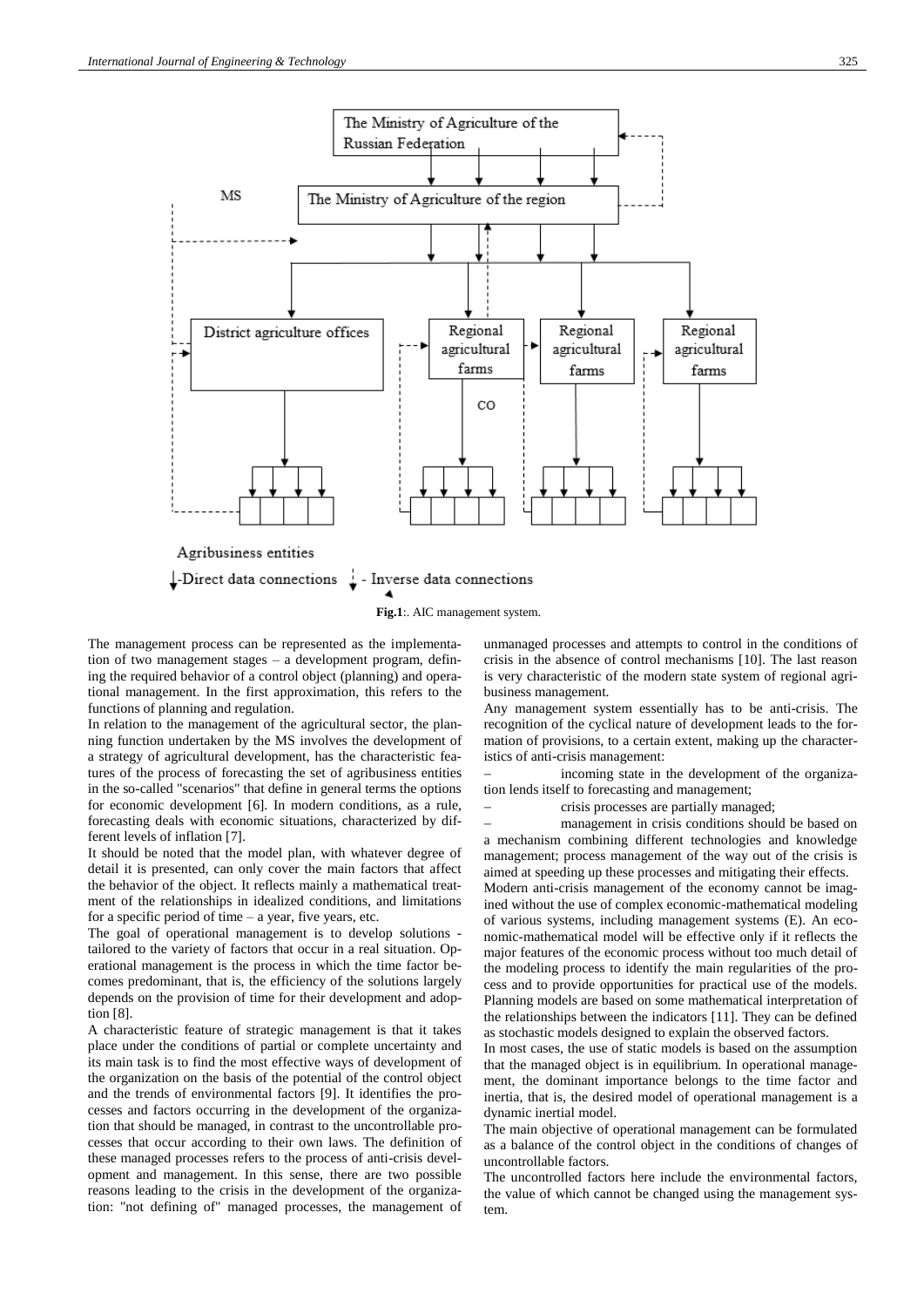The Ministry of Agriculture of the Russian Federation

MS

The Ministry of Agriculture of the region

District agriculture offices

Regional agricultural farms

Regional agricultural farms

Regional agricultural farms

CO

Agribusiness entities

-Direct data connections - Inverse data connections

**Fig.1**:. AIC management system.

The management process can be represented as the implementation of two management stages – a development program, defining the required behavior of a control object (planning) and operational management. In the first approximation, this refers to the functions of planning and regulation.

In relation to the management of the agricultural sector, the planning function undertaken by the MS involves the development of a strategy of agricultural development, has the characteristic features of the process of forecasting the set of agribusiness entities in the so-called "scenarios" that define in general terms the options for economic development [6]. In modern conditions, as a rule, forecasting deals with economic situations, characterized by different levels of inflation [7].

It should be noted that the model plan, with whatever degree of detail it is presented, can only cover the main factors that affect the behavior of the object. It reflects mainly a mathematical treatment of the relationships in idealized conditions, and limitations for a specific period of time – a year, five years, etc.

The goal of operational management is to develop solutions - tailored to the variety of factors that occur in a real situation. Operational management is the process in which the time factor becomes predominant, that is, the efficiency of the solutions largely depends on the provision of time for their development and adoption [8].

A characteristic feature of strategic management is that it takes place under the conditions of partial or complete uncertainty and its main task is to find the most effective ways of development of the organization on the basis of the potential of the control object and the trends of environmental factors [9]. It identifies the processes and factors occurring in the development of the organization that should be managed, in contrast to the uncontrollable processes that occur according to their own laws. The definition of these managed processes refers to the process of anti-crisis development and management. In this sense, there are two possible reasons leading to the crisis in the development of the organization: "not defining of" managed processes, the management of unmanaged processes and attempts to control in the conditions of crisis in the absence of control mechanisms [10]. The last reason is very characteristic of the modern state system of regional agribusiness management.

Any management system essentially has to be anti-crisis. The recognition of the cyclical nature of development leads to the formation of provisions, to a certain extent, making up the characteristics of anti-crisis management:

– incoming state in the development of the organization lends itself to forecasting and management;

– crisis processes are partially managed;

– management in crisis conditions should be based on a mechanism combining different technologies and knowledge management; process management of the way out of the crisis is aimed at speeding up these processes and mitigating their effects.

Modern anti-crisis management of the economy cannot be imagined without the use of complex economic-mathematical modeling of various systems, including management systems (E). An economic-mathematical model will be effective only if it reflects the major features of the economic process without too much detail of the modeling process to identify the main regularities of the process and to provide opportunities for practical use of the models. Planning models are based on some mathematical interpretation of the relationships between the indicators [11]. They can be defined as stochastic models designed to explain the observed factors.

In most cases, the use of static models is based on the assumption that the managed object is in equilibrium. In operational management, the dominant importance belongs to the time factor and inertia, that is, the desired model of operational management is a dynamic inertial model.

The main objective of operational management can be formulated as a balance of the control object in the conditions of changes of uncontrollable factors.

The uncontrolled factors here include the environmental factors, the value of which cannot be changed using the management system.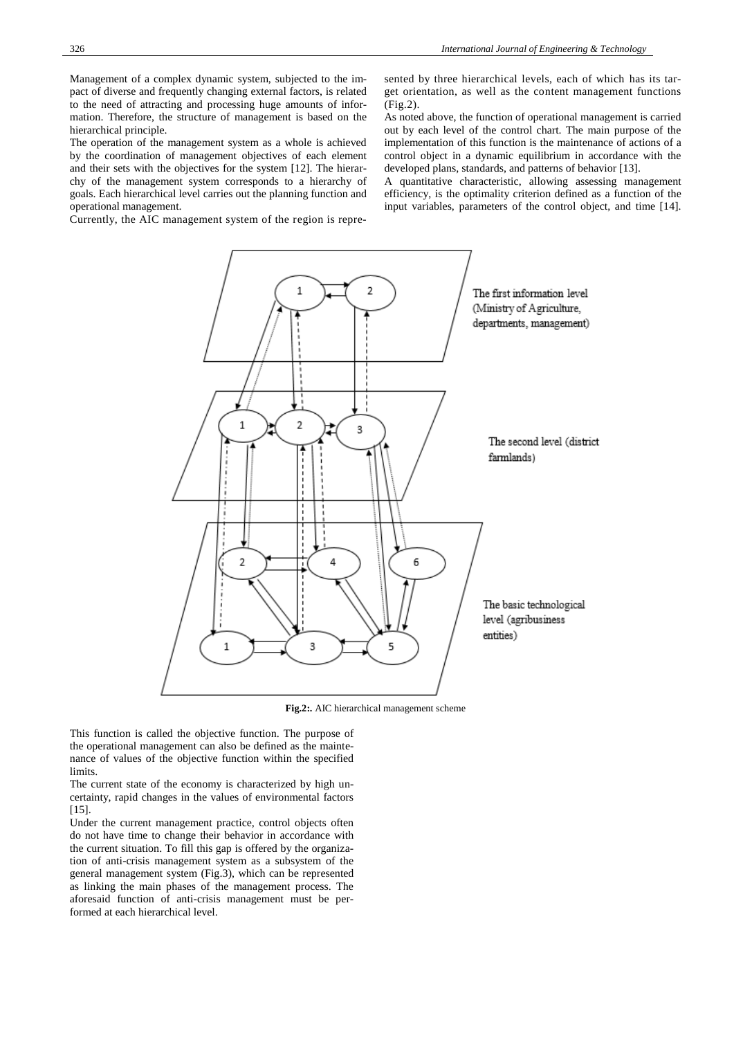Management of a complex dynamic system, subjected to the impact of diverse and frequently changing external factors, is related to the need of attracting and processing huge amounts of information. Therefore, the structure of management is based on the hierarchical principle.

The operation of the management system as a whole is achieved by the coordination of management objectives of each element and their sets with the objectives for the system [12]. The hierarchy of the management system corresponds to a hierarchy of goals. Each hierarchical level carries out the planning function and operational management.

Currently, the AIC management system of the region is represented by three hierarchical levels, each of which has its target orientation, as well as the content management functions (Fig.2).

As noted above, the function of operational management is carried out by each level of the control chart. The main purpose of the implementation of this function is the maintenance of actions of a control object in a dynamic equilibrium in accordance with the developed plans, standards, and patterns of behavior [13].

A quantitative characteristic, allowing assessing management efficiency, is the optimality criterion defined as a function of the input variables, parameters of the control object, and time [14].

**Fig.2:.** AIC hierarchical management scheme

This function is called the objective function. The purpose of the operational management can also be defined as the maintenance of values of the objective function within the specified limits.

The current state of the economy is characterized by high uncertainty, rapid changes in the values of environmental factors [15].

Under the current management practice, control objects often do not have time to change their behavior in accordance with the current situation. To fill this gap is offered by the organization of anti-crisis management system as a subsystem of the general management system (Fig.3), which can be represented as linking the main phases of the management process. The aforesaid function of anti-crisis management must be performed at each hierarchical level.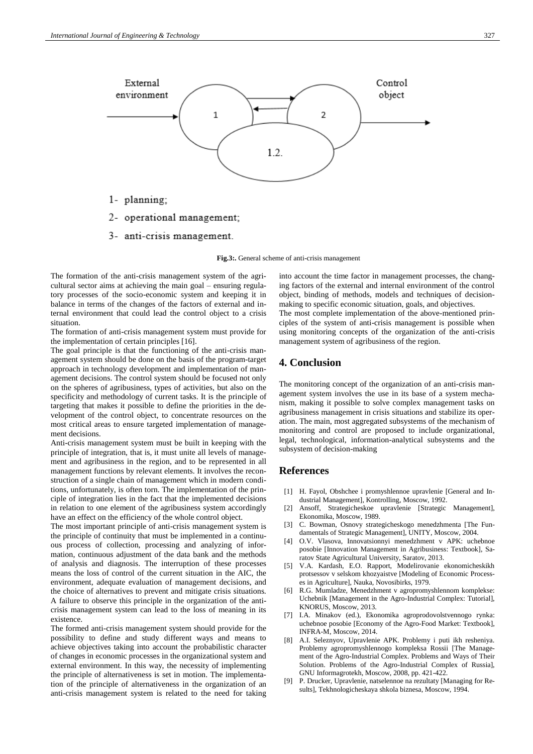External environment

Control object

1

2

1.2.

1- planning;

2- operational management;

3- anti-crisis management.

**Fig.3:.** General scheme of anti-crisis management

The formation of the anti-crisis management system of the agricultural sector aims at achieving the main goal – ensuring regulatory processes of the socio-economic system and keeping it in balance in terms of the changes of the factors of external and internal environment that could lead the control object to a crisis situation.

The formation of anti-crisis management system must provide for the implementation of certain principles [16].

The goal principle is that the functioning of the anti-crisis management system should be done on the basis of the program-target approach in technology development and implementation of management decisions. The control system should be focused not only on the spheres of agribusiness, types of activities, but also on the specificity and methodology of current tasks. It is the principle of targeting that makes it possible to define the priorities in the development of the control object, to concentrate resources on the most critical areas to ensure targeted implementation of management decisions.

Anti-crisis management system must be built in keeping with the principle of integration, that is, it must unite all levels of management and agribusiness in the region, and to be represented in all management functions by relevant elements. It involves the reconstruction of a single chain of management which in modern conditions, unfortunately, is often torn. The implementation of the principle of integration lies in the fact that the implemented decisions in relation to one element of the agribusiness system accordingly have an effect on the efficiency of the whole control object.

The most important principle of anti-crisis management system is the principle of continuity that must be implemented in a continuous process of collection, processing and analyzing of information, continuous adjustment of the data bank and the methods of analysis and diagnosis. The interruption of these processes means the loss of control of the current situation in the AIC, the environment, adequate evaluation of management decisions, and the choice of alternatives to prevent and mitigate crisis situations. A failure to observe this principle in the organization of the anti-crisis management system can lead to the loss of meaning in its existence.

The formed anti-crisis management system should provide for the possibility to define and study different ways and means to achieve objectives taking into account the probabilistic character of changes in economic processes in the organizational system and external environment. In this way, the necessity of implementing the principle of alternativeness is set in motion. The implementation of the principle of alternativeness in the organization of an anti-crisis management system is related to the need for taking into account the time factor in management processes, the changing factors of the external and internal environment of the control object, binding of methods, models and techniques of decision-making to specific economic situation, goals, and objectives.

The most complete implementation of the above-mentioned principles of the system of anti-crisis management is possible when using monitoring concepts of the organization of the anti-crisis management system of agribusiness of the region.

## 4. Conclusion

The monitoring concept of the organization of an anti-crisis management system involves the use in its base of a system mechanism, making it possible to solve complex management tasks on agribusiness management in crisis situations and stabilize its operation. The main, most aggregated subsystems of the mechanism of monitoring and control are proposed to include organizational, legal, technological, information-analytical subsystems and the subsystem of decision-making

## References

[1] H. Fayol, Obshchee i promyshlennoe upravlenie [General and Industrial Management], Kontrolling, Moscow, 1992.

[2] Ansoff, Strategicheskoe upravlenie [Strategic Management], Ekonomika, Moscow, 1989.

[3] C. Bowman, Osnovy strategicheskogo menedzhmenta [The Fundamentals of Strategic Management], UNITY, Moscow, 2004.

[4] O.V. Vlasova, Innovatsionnyi menedzhment v APK: uchebnoe posobie [Innovation Management in Agribusiness: Textbook], Saratov State Agricultural University, Saratov, 2013.

[5] V.A. Kardash, E.O. Rapport, Modelirovanie ekonomicheskikh protsessov v selskom khozyaistve [Modeling of Economic Processes in Agriculture], Nauka, Novosibirks, 1979.

[6] R.G. Mumladze, Menedzhment v agropromyshlennom komplekse: Uchebnik [Management in the Agro-Industrial Complex: Tutorial], KNORUS, Moscow, 2013.

[7] I.A. Minakov (ed.), Ekonomika agroprodovolstvennogo rynka: uchebnoe posobie [Economy of the Agro-Food Market: Textbook], INFRA-M, Moscow, 2014.

[8] A.I. Seleznyov, Upravlenie APK. Problemy i puti ikh resheniya. Problemy agropromyshlennogo kompleksa Rossii [The Management of the Agro-Industrial Complex. Problems and Ways of Their Solution. Problems of the Agro-Industrial Complex of Russia], GNU Informagrotekh, Moscow, 2008, pp. 421-422.

[9] P. Drucker, Upravlenie, natselennoe na rezultaty [Managing for Results], Tekhnologicheskaya shkola biznesa, Moscow, 1994.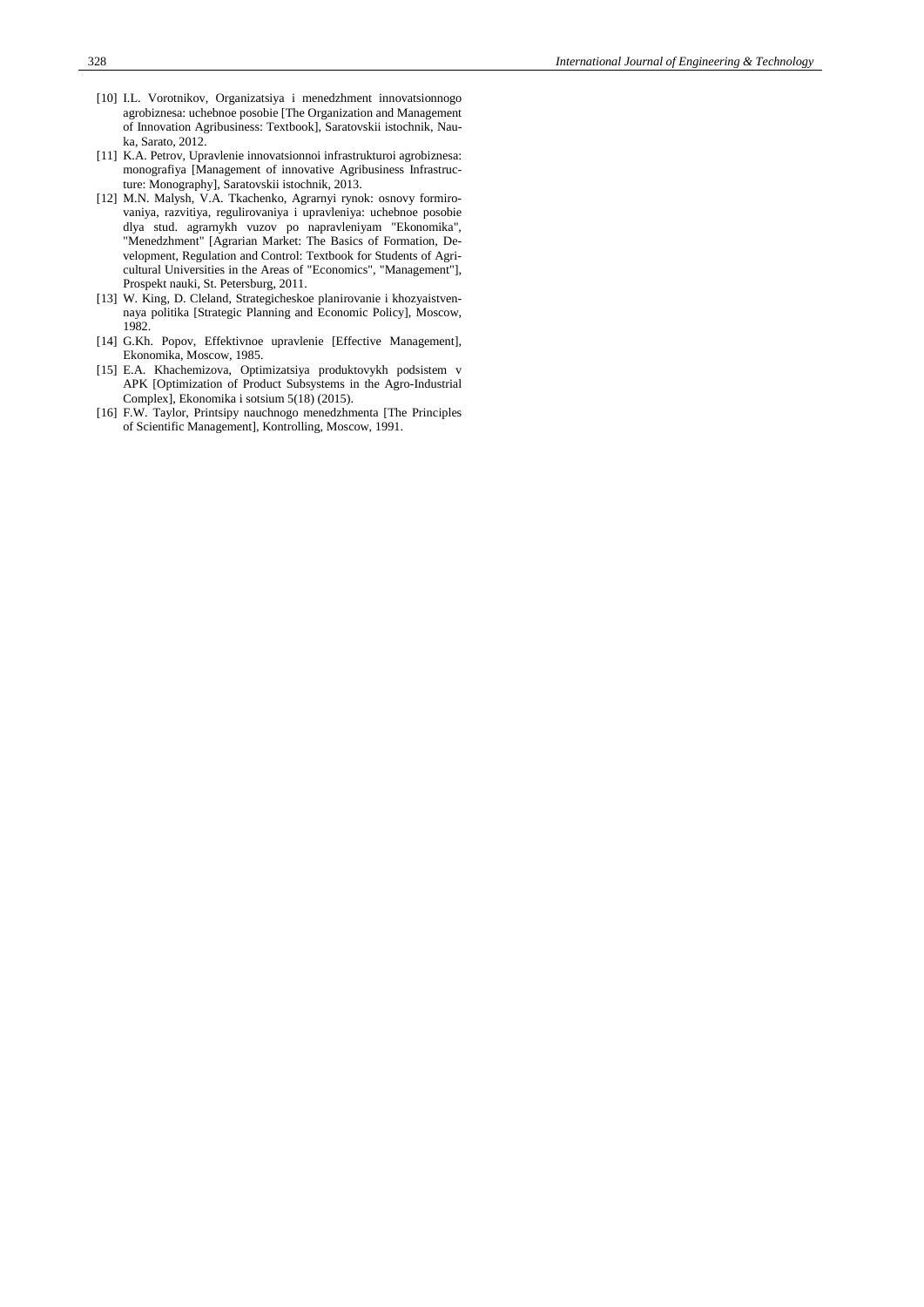[10] I.L. Vorotnikov, Organizatsiya i menedzhment innovatsionnogo agrobiznesa: uchebnoe posobie [The Organization and Management of Innovation Agribusiness: Textbook], Saratovskii istochnik, Nauka, Sarato, 2012.

[11] K.A. Petrov, Upravlenie innovatsionnoi infrastrukturoi agrobiznesa: monografiya [Management of innovative Agribusiness Infrastructure: Monography], Saratovskii istochnik, 2013.

[12] M.N. Malysh, V.A. Tkachenko, Agrarnyi rynok: osnovy formirovaniya, razvitiya, regulirovaniya i upravleniya: uchebnoe posobie dlya stud. agrarnykh vuzov po napravleniyam "Ekonomika", "Menedzhment" [Agrarian Market: The Basics of Formation, Development, Regulation and Control: Textbook for Students of Agricultural Universities in the Areas of "Economics", "Management"], Prospekt nauki, St. Petersburg, 2011.

[13] W. King, D. Cleland, Strategicheskoe planirovanie i khozyaistvennaya politika [Strategic Planning and Economic Policy], Moscow, 1982.

[14] G.Kh. Popov, Effektivnoe upravlenie [Effective Management], Ekonomika, Moscow, 1985.

[15] E.A. Khachemizova, Optimizatsiya produktovykh podsistem v APK [Optimization of Product Subsystems in the Agro-Industrial Complex], Ekonomika i sotsium 5(18) (2015).

[16] F.W. Taylor, Printsipy nauchnogo menedzhmenta [The Principles of Scientific Management], Kontrolling, Moscow, 1991.